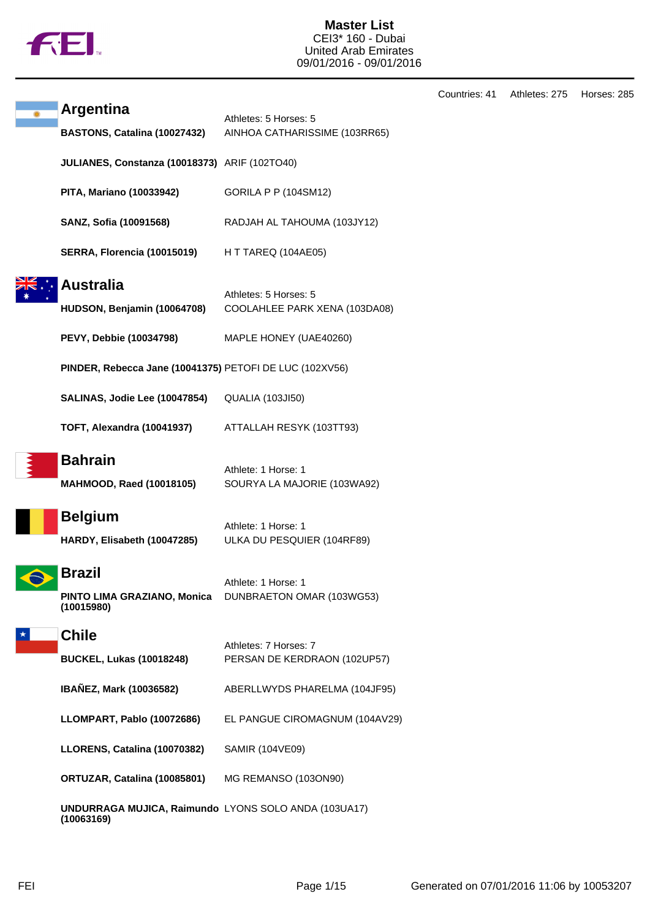# Master List

CEI3* 160 - Dubai
United Arab Emirates
09/01/2016 - 09/01/2016

Countries: 41 Athletes: 275 Horses: 285

## Argentina

Athletes: 5 Horses: 5

| Athlete | Horse |
|---|---|
| **BASTONS, Catalina (10027432)** | AINHOA CATHARISSIME (103RR65) |
| **JULIANES, Constanza (10018373)** | ARIF (102TO40) |
| **PITA, Mariano (10033942)** | GORILA P P (104SM12) |
| **SANZ, Sofia (10091568)** | RADJAH AL TAHOUMA (103JY12) |
| **SERRA, Florencia (10015019)** | H T TAREQ (104AE05) |

## Australia

Athletes: 5 Horses: 5

| Athlete | Horse |
|---|---|
| **HUDSON, Benjamin (10064708)** | COOLAHLEE PARK XENA (103DA08) |
| **PEVY, Debbie (10034798)** | MAPLE HONEY (UAE40260) |
| **PINDER, Rebecca Jane (10041375)** | PETOFI DE LUC (102XV56) |
| **SALINAS, Jodie Lee (10047854)** | QUALIA (103JI50) |
| **TOFT, Alexandra (10041937)** | ATTALLAH RESYK (103TT93) |

## Bahrain

Athlete: 1 Horse: 1

| Athlete | Horse |
|---|---|
| **MAHMOOD, Raed (10018105)** | SOURYA LA MAJORIE (103WA92) |

## Belgium

Athlete: 1 Horse: 1

| Athlete | Horse |
|---|---|
| **HARDY, Elisabeth (10047285)** | ULKA DU PESQUIER (104RF89) |

## Brazil

Athlete: 1 Horse: 1

| Athlete | Horse |
|---|---|
| **PINTO LIMA GRAZIANO, Monica (10015980)** | DUNBRAETON OMAR (103WG53) |

## Chile

Athletes: 7 Horses: 7

| Athlete | Horse |
|---|---|
| **BUCKEL, Lukas (10018248)** | PERSAN DE KERDRAON (102UP57) |
| **IBAÑEZ, Mark (10036582)** | ABERLLWYDS PHARELMA (104JF95) |
| **LLOMPART, Pablo (10072686)** | EL PANGUE CIROMAGNUM (104AV29) |
| **LLORENS, Catalina (10070382)** | SAMIR (104VE09) |
| **ORTUZAR, Catalina (10085801)** | MG REMANSO (103ON90) |
| **UNDURRAGA MUJICA, Raimundo (10063169)** | LYONS SOLO ANDA (103UA17) |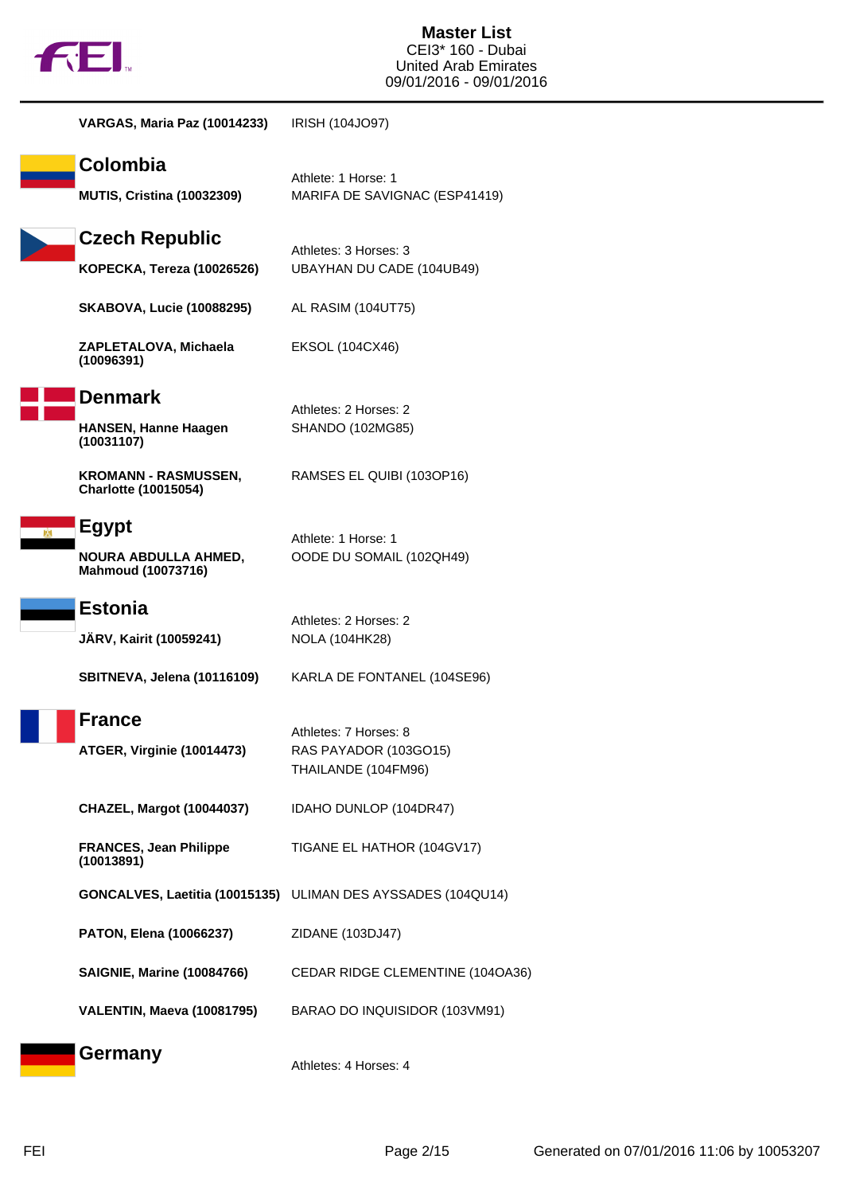**VARGAS, Maria Paz (10014233)** IRISH (104JO97)

## Colombia

Athlete: 1 Horse: 1

**MUTIS, Cristina (10032309)** MARIFA DE SAVIGNAC (ESP41419)

## Czech Republic

Athletes: 3 Horses: 3

**KOPECKA, Tereza (10026526)** UBAYHAN DU CADE (104UB49)

**SKABOVA, Lucie (10088295)** AL RASIM (104UT75)

**ZAPLETALOVA, Michaela (10096391)** EKSOL (104CX46)

## Denmark

Athletes: 2 Horses: 2

**HANSEN, Hanne Haagen (10031107)** SHANDO (102MG85)

**KROMANN - RASMUSSEN, Charlotte (10015054)** RAMSES EL QUIBI (103OP16)

## Egypt

Athlete: 1 Horse: 1

**NOURA ABDULLA AHMED, Mahmoud (10073716)** OODE DU SOMAIL (102QH49)

## Estonia

Athletes: 2 Horses: 2

**JÄRV, Kairit (10059241)** NOLA (104HK28)

**SBITNEVA, Jelena (10116109)** KARLA DE FONTANEL (104SE96)

## France

Athletes: 7 Horses: 8

**ATGER, Virginie (10014473)** RAS PAYADOR (103GO15)
THAILANDE (104FM96)

**CHAZEL, Margot (10044037)** IDAHO DUNLOP (104DR47)

**FRANCES, Jean Philippe (10013891)** TIGANE EL HATHOR (104GV17)

**GONCALVES, Laetitia (10015135)** ULIMAN DES AYSSADES (104QU14)

**PATON, Elena (10066237)** ZIDANE (103DJ47)

**SAIGNIE, Marine (10084766)** CEDAR RIDGE CLEMENTINE (104OA36)

**VALENTIN, Maeva (10081795)** BARAO DO INQUISIDOR (103VM91)

## Germany

Athletes: 4 Horses: 4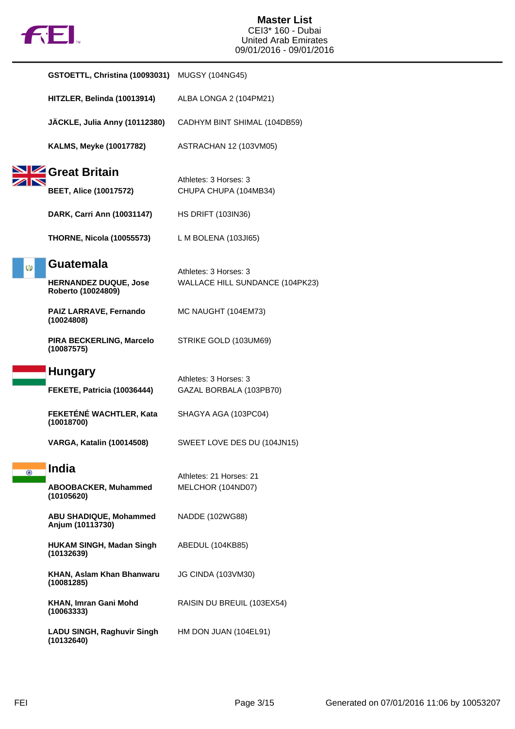**GSTOETTL, Christina (10093031)** MUGSY (104NG45)

**HITZLER, Belinda (10013914)** ALBA LONGA 2 (104PM21)

**JÄCKLE, Julia Anny (10112380)** CADHYM BINT SHIMAL (104DB59)

**KALMS, Meyke (10017782)** ASTRACHAN 12 (103VM05)

## Great Britain

Athletes: 3 Horses: 3

**BEET, Alice (10017572)** CHUPA CHUPA (104MB34)

**DARK, Carri Ann (10031147)** HS DRIFT (103IN36)

**THORNE, Nicola (10055573)** L M BOLENA (103JI65)

## Guatemala

Athletes: 3 Horses: 3

**HERNANDEZ DUQUE, Jose Roberto (10024809)** WALLACE HILL SUNDANCE (104PK23)

**PAIZ LARRAVE, Fernando (10024808)** MC NAUGHT (104EM73)

**PIRA BECKERLING, Marcelo (10087575)** STRIKE GOLD (103UM69)

## Hungary

Athletes: 3 Horses: 3

**FEKETE, Patricia (10036444)** GAZAL BORBALA (103PB70)

**FEKETÉNÉ WACHTLER, Kata (10018700)** SHAGYA AGA (103PC04)

**VARGA, Katalin (10014508)** SWEET LOVE DES DU (104JN15)

## India

Athletes: 21 Horses: 21

**ABOOBACKER, Muhammed (10105620)** MELCHOR (104ND07)

**ABU SHADIQUE, Mohammed Anjum (10113730)** NADDE (102WG88)

**HUKAM SINGH, Madan Singh (10132639)** ABEDUL (104KB85)

**KHAN, Aslam Khan Bhanwaru (10081285)** JG CINDA (103VM30)

**KHAN, Imran Gani Mohd (10063333)** RAISIN DU BREUIL (103EX54)

**LADU SINGH, Raghuvir Singh (10132640)** HM DON JUAN (104EL91)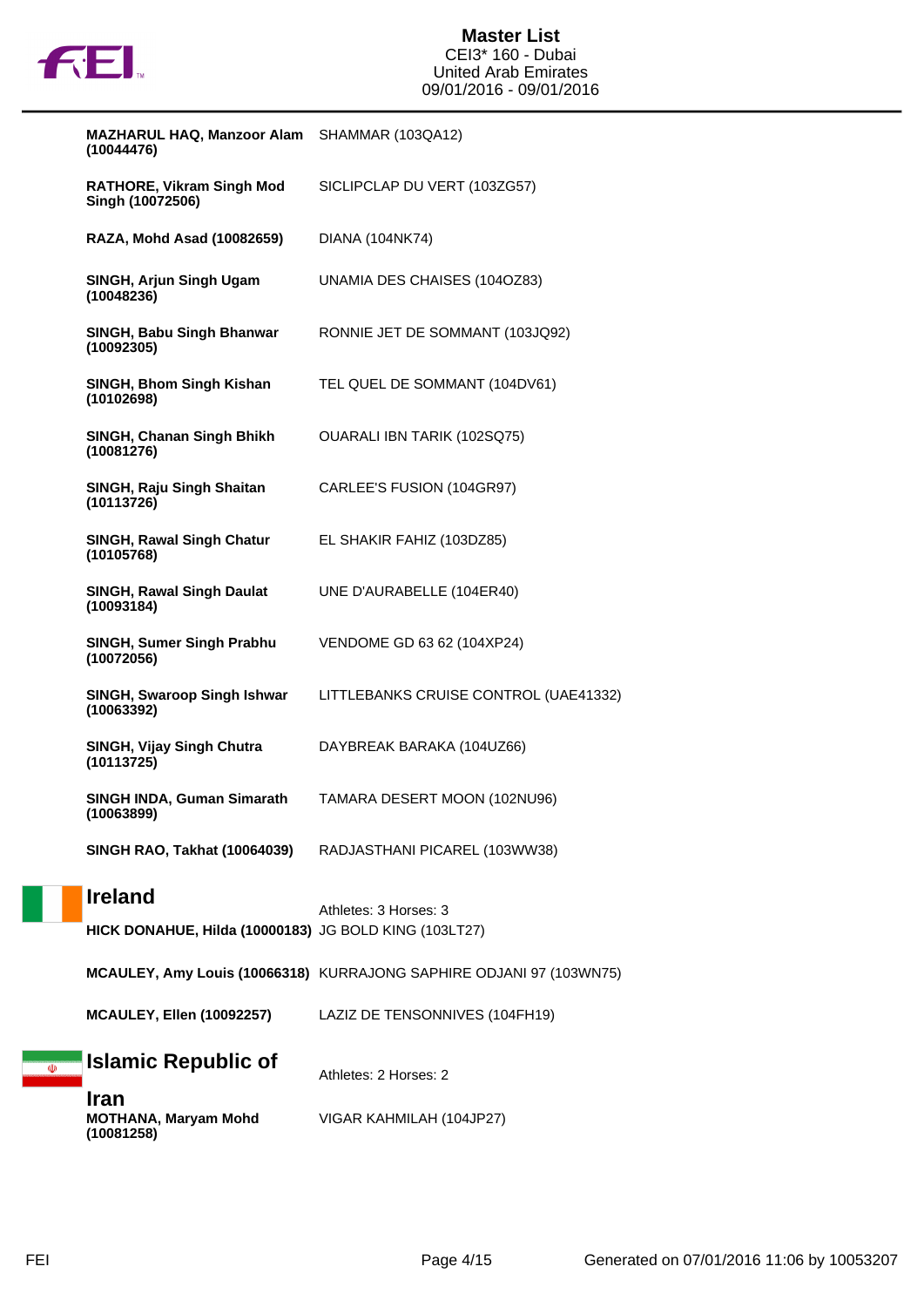| | |
|---|---|
| **MAZHARUL HAQ, Manzoor Alam (10044476)** | SHAMMAR (103QA12) |
| **RATHORE, Vikram Singh Mod Singh (10072506)** | SICLIPCLAP DU VERT (103ZG57) |
| **RAZA, Mohd Asad (10082659)** | DIANA (104NK74) |
| **SINGH, Arjun Singh Ugam (10048236)** | UNAMIA DES CHAISES (104OZ83) |
| **SINGH, Babu Singh Bhanwar (10092305)** | RONNIE JET DE SOMMANT (103JQ92) |
| **SINGH, Bhom Singh Kishan (10102698)** | TEL QUEL DE SOMMANT (104DV61) |
| **SINGH, Chanan Singh Bhikh (10081276)** | OUARALI IBN TARIK (102SQ75) |
| **SINGH, Raju Singh Shaitan (10113726)** | CARLEE'S FUSION (104GR97) |
| **SINGH, Rawal Singh Chatur (10105768)** | EL SHAKIR FAHIZ (103DZ85) |
| **SINGH, Rawal Singh Daulat (10093184)** | UNE D'AURABELLE (104ER40) |
| **SINGH, Sumer Singh Prabhu (10072056)** | VENDOME GD 63 62 (104XP24) |
| **SINGH, Swaroop Singh Ishwar (10063392)** | LITTLEBANKS CRUISE CONTROL (UAE41332) |
| **SINGH, Vijay Singh Chutra (10113725)** | DAYBREAK BARAKA (104UZ66) |
| **SINGH INDA, Guman Simarath (10063899)** | TAMARA DESERT MOON (102NU96) |
| **SINGH RAO, Takhat (10064039)** | RADJASTHANI PICAREL (103WW38) |

## Ireland

Athletes: 3 Horses: 3

| | |
|---|---|
| **HICK DONAHUE, Hilda (10000183)** | JG BOLD KING (103LT27) |
| **MCAULEY, Amy Louis (10066318)** | KURRAJONG SAPHIRE ODJANI 97 (103WN75) |
| **MCAULEY, Ellen (10092257)** | LAZIZ DE TENSONNIVES (104FH19) |

## Islamic Republic of Iran

Athletes: 2 Horses: 2

| | |
|---|---|
| **MOTHANA, Maryam Mohd (10081258)** | VIGAR KAHMILAH (104JP27) |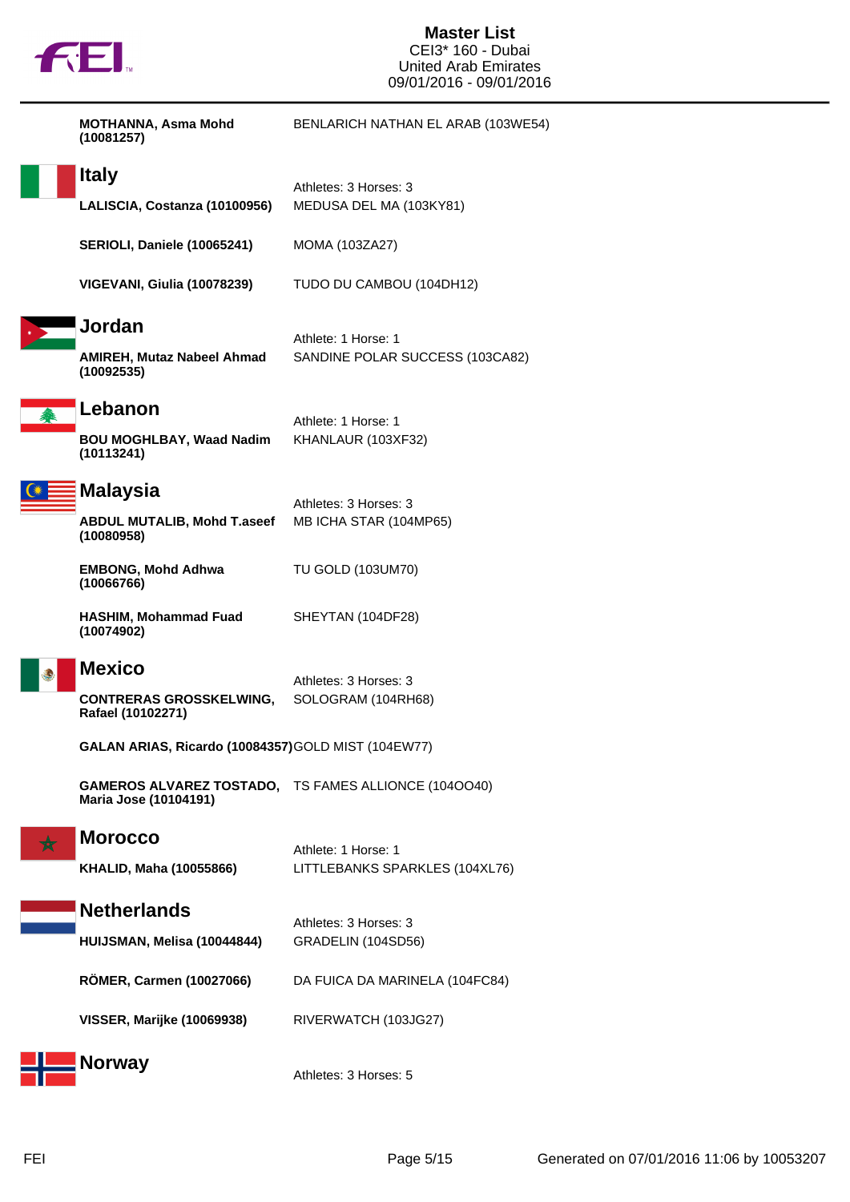**MOTHANNA, Asma Mohd (10081257)** BENLARICH NATHAN EL ARAB (103WE54)

## Italy

Athletes: 3 Horses: 3

**LALISCIA, Costanza (10100956)** MEDUSA DEL MA (103KY81)

**SERIOLI, Daniele (10065241)** MOMA (103ZA27)

**VIGEVANI, Giulia (10078239)** TUDO DU CAMBOU (104DH12)

## Jordan

Athlete: 1 Horse: 1

**AMIREH, Mutaz Nabeel Ahmad (10092535)** SANDINE POLAR SUCCESS (103CA82)

## Lebanon

Athlete: 1 Horse: 1

**BOU MOGHLBAY, Waad Nadim (10113241)** KHANLAUR (103XF32)

## Malaysia

Athletes: 3 Horses: 3

**ABDUL MUTALIB, Mohd T.aseef (10080958)** MB ICHA STAR (104MP65)

**EMBONG, Mohd Adhwa (10066766)** TU GOLD (103UM70)

**HASHIM, Mohammad Fuad (10074902)** SHEYTAN (104DF28)

## Mexico

Athletes: 3 Horses: 3

**CONTRERAS GROSSKELWING, Rafael (10102271)** SOLOGRAM (104RH68)

**GALAN ARIAS, Ricardo (10084357)** GOLD MIST (104EW77)

**GAMEROS ALVAREZ TOSTADO, Maria Jose (10104191)** TS FAMES ALLIONCE (104OO40)

## Morocco

Athlete: 1 Horse: 1

**KHALID, Maha (10055866)** LITTLEBANKS SPARKLES (104XL76)

## Netherlands

Athletes: 3 Horses: 3

**HUIJSMAN, Melisa (10044844)** GRADELIN (104SD56)

**RÖMER, Carmen (10027066)** DA FUICA DA MARINELA (104FC84)

**VISSER, Marijke (10069938)** RIVERWATCH (103JG27)

## Norway

Athletes: 3 Horses: 5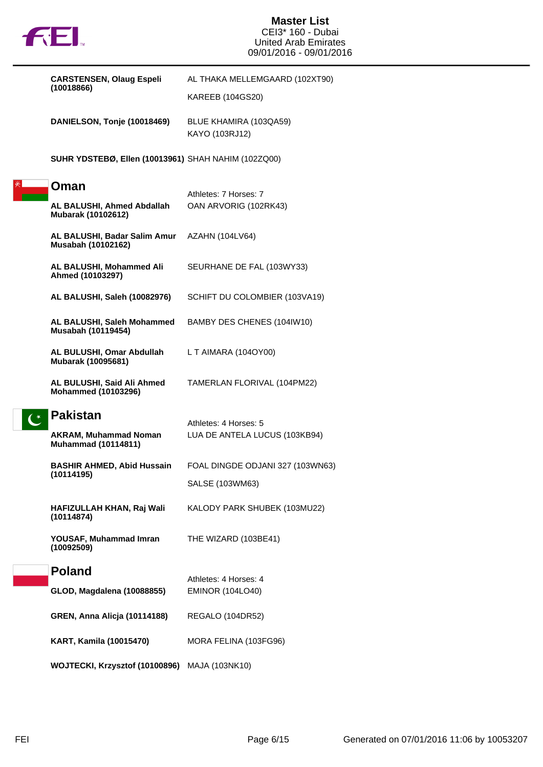**CARSTENSEN, Olaug Espeli (10018866)** — AL THAKA MELLEMGAARD (102XT90)

KAREEB (104GS20)

**DANIELSON, Tonje (10018469)** — BLUE KHAMIRA (103QA59)

KAYO (103RJ12)

**SUHR YDSTEBØ, Ellen (10013961)** — SHAH NAHIM (102ZQ00)

## Oman

Athletes: 7 Horses: 7

**AL BALUSHI, Ahmed Abdallah Mubarak (10102612)** — OAN ARVORIG (102RK43)

**AL BALUSHI, Badar Salim Amur Musabah (10102162)** — AZAHN (104LV64)

**AL BALUSHI, Mohammed Ali Ahmed (10103297)** — SEURHANE DE FAL (103WY33)

**AL BALUSHI, Saleh (10082976)** — SCHIFT DU COLOMBIER (103VA19)

**AL BALUSHI, Saleh Mohammed Musabah (10119454)** — BAMBY DES CHENES (104IW10)

**AL BULUSHI, Omar Abdullah Mubarak (10095681)** — L T AIMARA (104OY00)

**AL BULUSHI, Said Ali Ahmed Mohammed (10103296)** — TAMERLAN FLORIVAL (104PM22)

## Pakistan

Athletes: 4 Horses: 5

**AKRAM, Muhammad Noman Muhammad (10114811)** — LUA DE ANTELA LUCUS (103KB94)

**BASHIR AHMED, Abid Hussain (10114195)** — FOAL DINGDE ODJANI 327 (103WN63)

SALSE (103WM63)

**HAFIZULLAH KHAN, Raj Wali (10114874)** — KALODY PARK SHUBEK (103MU22)

**YOUSAF, Muhammad Imran (10092509)** — THE WIZARD (103BE41)

## Poland

Athletes: 4 Horses: 4

**GLOD, Magdalena (10088855)** — EMINOR (104LO40)

**GREN, Anna Alicja (10114188)** — REGALO (104DR52)

**KART, Kamila (10015470)** — MORA FELINA (103FG96)

**WOJTECKI, Krzysztof (10100896)** — MAJA (103NK10)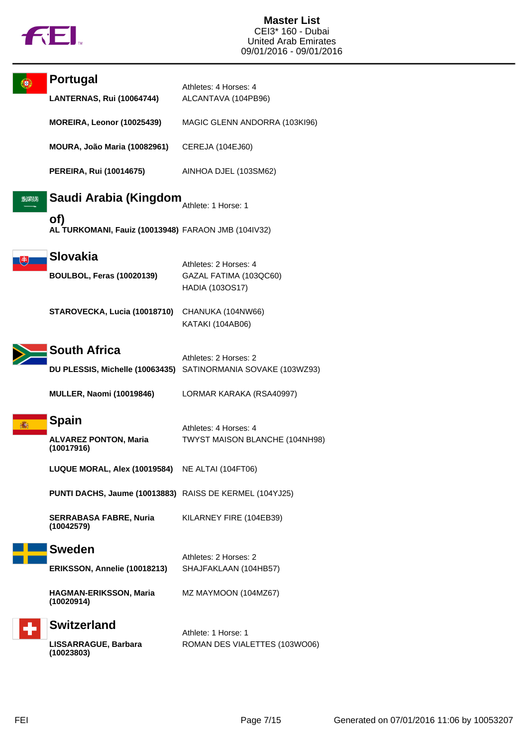# Master List

CEI3* 160 - Dubai
United Arab Emirates
09/01/2016 - 09/01/2016

## Portugal

Athletes: 4 Horses: 4

| Athlete | Horse |
| --- | --- |
| **LANTERNAS, Rui (10064744)** | ALCANTAVA (104PB96) |
| **MOREIRA, Leonor (10025439)** | MAGIC GLENN ANDORRA (103KI96) |
| **MOURA, João Maria (10082961)** | CEREJA (104EJ60) |
| **PEREIRA, Rui (10014675)** | AINHOA DJEL (103SM62) |

## Saudi Arabia (Kingdom of)

Athlete: 1 Horse: 1

| Athlete | Horse |
| --- | --- |
| **AL TURKOMANI, Fauiz (10013948)** | FARAON JMB (104IV32) |

## Slovakia

Athletes: 2 Horses: 4

| Athlete | Horse |
| --- | --- |
| **BOULBOL, Feras (10020139)** | GAZAL FATIMA (103QC60)<br>HADIA (103OS17) |
| **STAROVECKA, Lucia (10018710)** | CHANUKA (104NW66)<br>KATAKI (104AB06) |

## South Africa

Athletes: 2 Horses: 2

| Athlete | Horse |
| --- | --- |
| **DU PLESSIS, Michelle (10063435)** | SATINORMANIA SOVAKE (103WZ93) |
| **MULLER, Naomi (10019846)** | LORMAR KARAKA (RSA40997) |

## Spain

Athletes: 4 Horses: 4

| Athlete | Horse |
| --- | --- |
| **ALVAREZ PONTON, Maria (10017916)** | TWYST MAISON BLANCHE (104NH98) |
| **LUQUE MORAL, Alex (10019584)** | NE ALTAI (104FT06) |
| **PUNTI DACHS, Jaume (10013883)** | RAISS DE KERMEL (104YJ25) |
| **SERRABASA FABRE, Nuria (10042579)** | KILARNEY FIRE (104EB39) |

## Sweden

Athletes: 2 Horses: 2

| Athlete | Horse |
| --- | --- |
| **ERIKSSON, Annelie (10018213)** | SHAJFAKLAAN (104HB57) |
| **HAGMAN-ERIKSSON, Maria (10020914)** | MZ MAYMOON (104MZ67) |

## Switzerland

Athlete: 1 Horse: 1

| Athlete | Horse |
| --- | --- |
| **LISSARRAGUE, Barbara (10023803)** | ROMAN DES VIALETTES (103WO06) |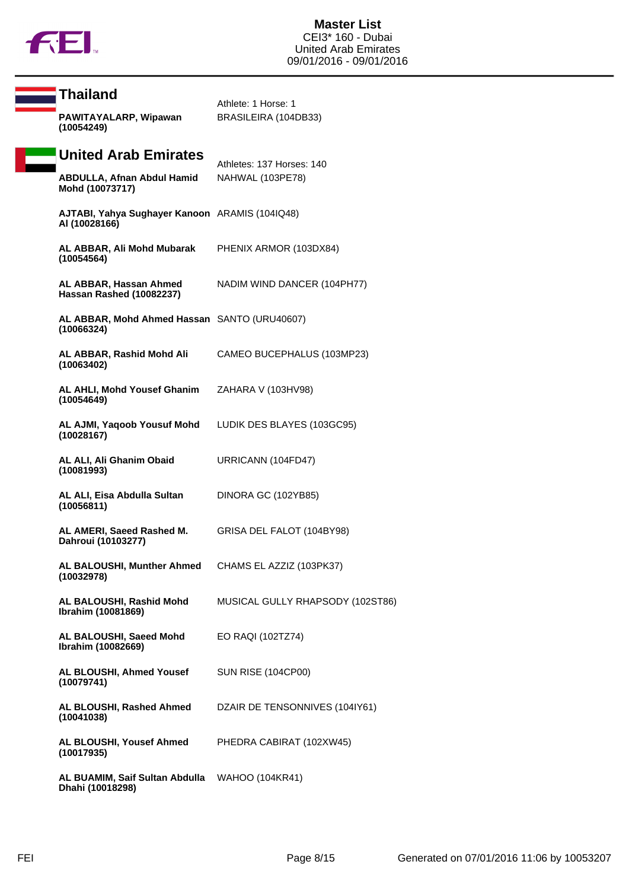# Master List

CEI3* 160 - Dubai
United Arab Emirates
09/01/2016 - 09/01/2016

## Thailand

Athlete: 1 Horse: 1

| Athlete | Horse |
|---|---|
| **PAWITAYALARP, Wipawan (10054249)** | BRASILEIRA (104DB33) |

## United Arab Emirates

Athletes: 137 Horses: 140

| Athlete | Horse |
|---|---|
| **ABDULLA, Afnan Abdul Hamid Mohd (10073717)** | NAHWAL (103PE78) |
| **AJTABI, Yahya Sughayer Kanoon Al (10028166)** | ARAMIS (104IQ48) |
| **AL ABBAR, Ali Mohd Mubarak (10054564)** | PHENIX ARMOR (103DX84) |
| **AL ABBAR, Hassan Ahmed Hassan Rashed (10082237)** | NADIM WIND DANCER (104PH77) |
| **AL ABBAR, Mohd Ahmed Hassan (10066324)** | SANTO (URU40607) |
| **AL ABBAR, Rashid Mohd Ali (10063402)** | CAMEO BUCEPHALUS (103MP23) |
| **AL AHLI, Mohd Yousef Ghanim (10054649)** | ZAHARA V (103HV98) |
| **AL AJMI, Yaqoob Yousuf Mohd (10028167)** | LUDIK DES BLAYES (103GC95) |
| **AL ALI, Ali Ghanim Obaid (10081993)** | URRICANN (104FD47) |
| **AL ALI, Eisa Abdulla Sultan (10056811)** | DINORA GC (102YB85) |
| **AL AMERI, Saeed Rashed M. Dahroui (10103277)** | GRISA DEL FALOT (104BY98) |
| **AL BALOUSHI, Munther Ahmed (10032978)** | CHAMS EL AZZIZ (103PK37) |
| **AL BALOUSHI, Rashid Mohd Ibrahim (10081869)** | MUSICAL GULLY RHAPSODY (102ST86) |
| **AL BALOUSHI, Saeed Mohd Ibrahim (10082669)** | EO RAQI (102TZ74) |
| **AL BLOUSHI, Ahmed Yousef (10079741)** | SUN RISE (104CP00) |
| **AL BLOUSHI, Rashed Ahmed (10041038)** | DZAIR DE TENSONNIVES (104IY61) |
| **AL BLOUSHI, Yousef Ahmed (10017935)** | PHEDRA CABIRAT (102XW45) |
| **AL BUAMIM, Saif Sultan Abdulla Dhahi (10018298)** | WAHOO (104KR41) |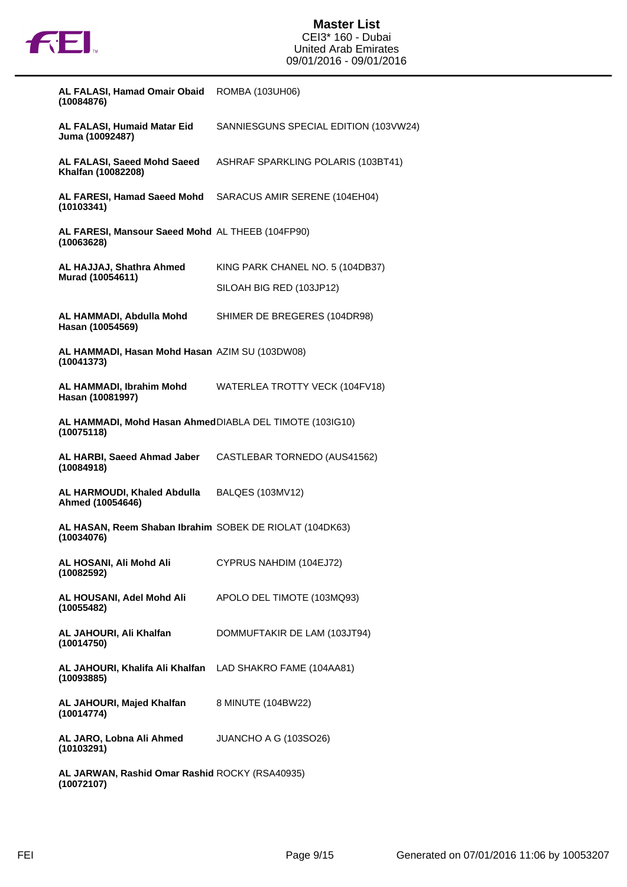| Rider | Horse |
|---|---|
| **AL FALASI, Hamad Omair Obaid (10084876)** | ROMBA (103UH06) |
| **AL FALASI, Humaid Matar Eid Juma (10092487)** | SANNIESGUNS SPECIAL EDITION (103VW24) |
| **AL FALASI, Saeed Mohd Saeed Khalfan (10082208)** | ASHRAF SPARKLING POLARIS (103BT41) |
| **AL FARESI, Hamad Saeed Mohd (10103341)** | SARACUS AMIR SERENE (104EH04) |
| **AL FARESI, Mansour Saeed Mohd (10063628)** | AL THEEB (104FP90) |
| **AL HAJJAJ, Shathra Ahmed Murad (10054611)** | KING PARK CHANEL NO. 5 (104DB37) |
| | SILOAH BIG RED (103JP12) |
| **AL HAMMADI, Abdulla Mohd Hasan (10054569)** | SHIMER DE BREGERES (104DR98) |
| **AL HAMMADI, Hasan Mohd Hasan (10041373)** | AZIM SU (103DW08) |
| **AL HAMMADI, Ibrahim Mohd Hasan (10081997)** | WATERLEA TROTTY VECK (104FV18) |
| **AL HAMMADI, Mohd Hasan Ahmed (10075118)** | DIABLA DEL TIMOTE (103IG10) |
| **AL HARBI, Saeed Ahmad Jaber (10084918)** | CASTLEBAR TORNEDO (AUS41562) |
| **AL HARMOUDI, Khaled Abdulla Ahmed (10054646)** | BALQES (103MV12) |
| **AL HASAN, Reem Shaban Ibrahim (10034076)** | SOBEK DE RIOLAT (104DK63) |
| **AL HOSANI, Ali Mohd Ali (10082592)** | CYPRUS NAHDIM (104EJ72) |
| **AL HOUSANI, Adel Mohd Ali (10055482)** | APOLO DEL TIMOTE (103MQ93) |
| **AL JAHOURI, Ali Khalfan (10014750)** | DOMMUFTAKIR DE LAM (103JT94) |
| **AL JAHOURI, Khalifa Ali Khalfan (10093885)** | LAD SHAKRO FAME (104AA81) |
| **AL JAHOURI, Majed Khalfan (10014774)** | 8 MINUTE (104BW22) |
| **AL JARO, Lobna Ali Ahmed (10103291)** | JUANCHO A G (103SO26) |
| **AL JARWAN, Rashid Omar Rashid (10072107)** | ROCKY (RSA40935) |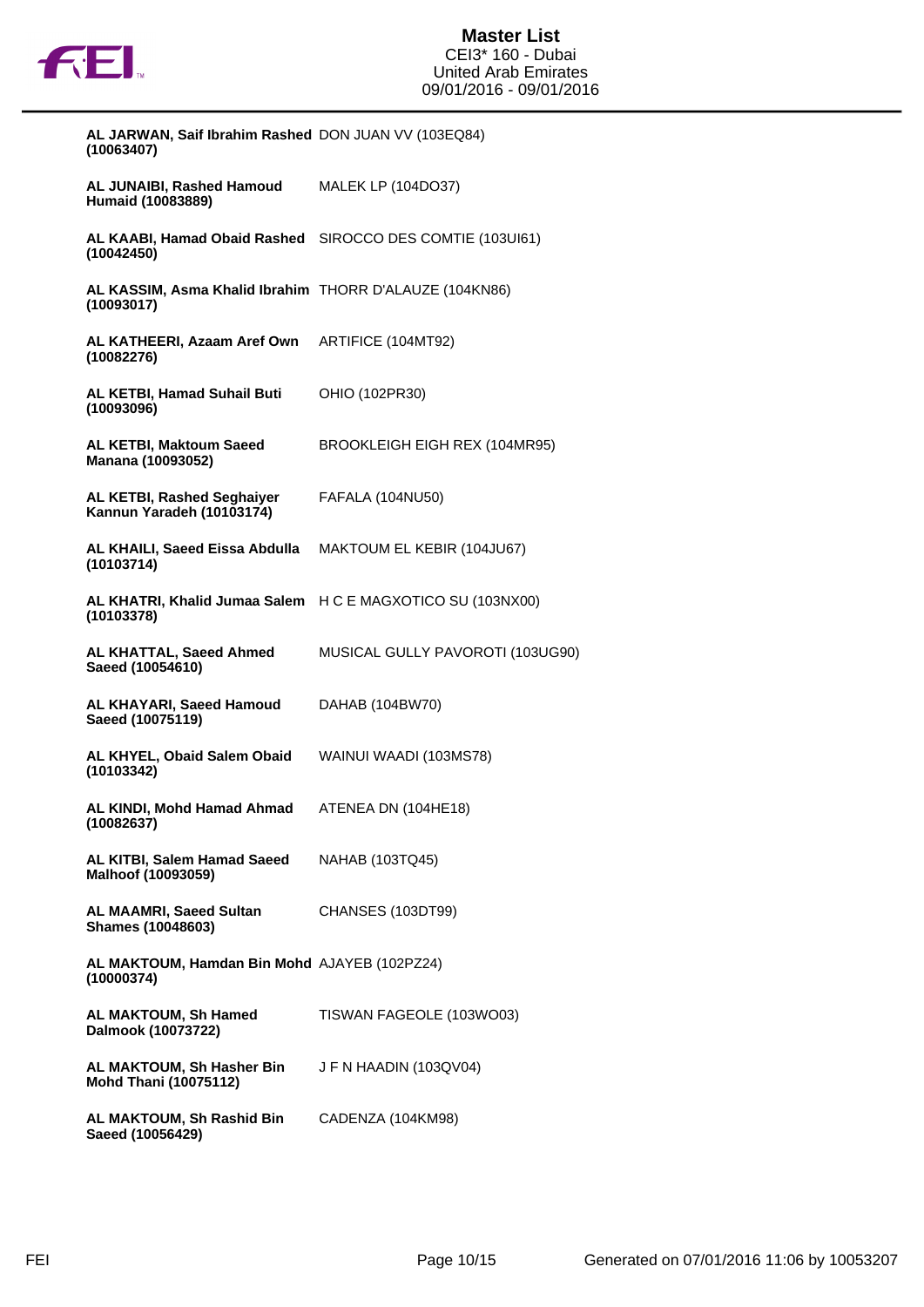| Rider | Horse |
|---|---|
| **AL JARWAN, Saif Ibrahim Rashed (10063407)** | DON JUAN VV (103EQ84) |
| **AL JUNAIBI, Rashed Hamoud Humaid (10083889)** | MALEK LP (104DO37) |
| **AL KAABI, Hamad Obaid Rashed (10042450)** | SIROCCO DES COMTIE (103UI61) |
| **AL KASSIM, Asma Khalid Ibrahim (10093017)** | THORR D'ALAUZE (104KN86) |
| **AL KATHEERI, Azaam Aref Own (10082276)** | ARTIFICE (104MT92) |
| **AL KETBI, Hamad Suhail Buti (10093096)** | OHIO (102PR30) |
| **AL KETBI, Maktoum Saeed Manana (10093052)** | BROOKLEIGH EIGH REX (104MR95) |
| **AL KETBI, Rashed Seghaiyer Kannun Yaradeh (10103174)** | FAFALA (104NU50) |
| **AL KHAILI, Saeed Eissa Abdulla (10103714)** | MAKTOUM EL KEBIR (104JU67) |
| **AL KHATRI, Khalid Jumaa Salem (10103378)** | H C E MAGXOTICO SU (103NX00) |
| **AL KHATTAL, Saeed Ahmed Saeed (10054610)** | MUSICAL GULLY PAVOROTI (103UG90) |
| **AL KHAYARI, Saeed Hamoud Saeed (10075119)** | DAHAB (104BW70) |
| **AL KHYEL, Obaid Salem Obaid (10103342)** | WAINUI WAADI (103MS78) |
| **AL KINDI, Mohd Hamad Ahmad (10082637)** | ATENEA DN (104HE18) |
| **AL KITBI, Salem Hamad Saeed Malhoof (10093059)** | NAHAB (103TQ45) |
| **AL MAAMRI, Saeed Sultan Shames (10048603)** | CHANSES (103DT99) |
| **AL MAKTOUM, Hamdan Bin Mohd (10000374)** | AJAYEB (102PZ24) |
| **AL MAKTOUM, Sh Hamed Dalmook (10073722)** | TISWAN FAGEOLE (103WO03) |
| **AL MAKTOUM, Sh Hasher Bin Mohd Thani (10075112)** | J F N HAADIN (103QV04) |
| **AL MAKTOUM, Sh Rashid Bin Saeed (10056429)** | CADENZA (104KM98) |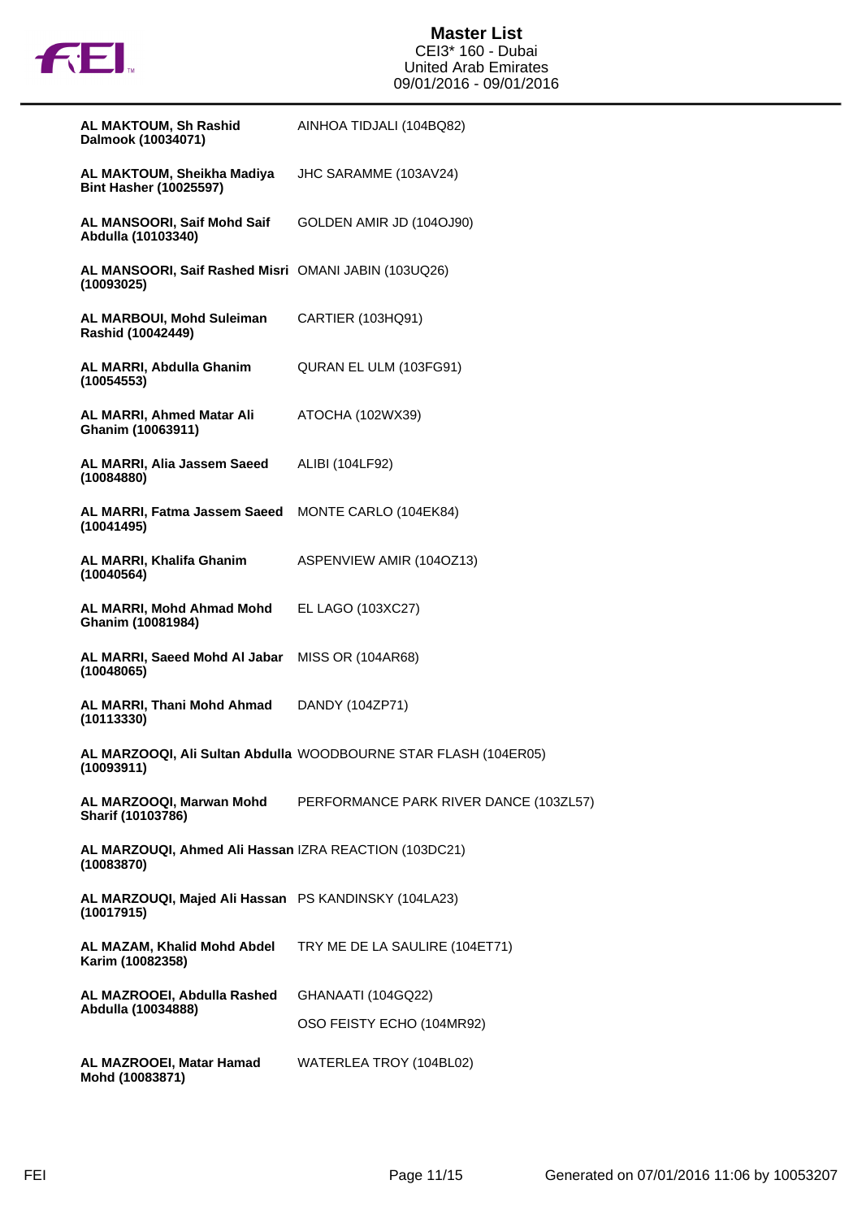| Rider | Horse |
| --- | --- |
| **AL MAKTOUM, Sh Rashid Dalmook (10034071)** | AINHOA TIDJALI (104BQ82) |
| **AL MAKTOUM, Sheikha Madiya Bint Hasher (10025597)** | JHC SARAMME (103AV24) |
| **AL MANSOORI, Saif Mohd Saif Abdulla (10103340)** | GOLDEN AMIR JD (104OJ90) |
| **AL MANSOORI, Saif Rashed Misri (10093025)** | OMANI JABIN (103UQ26) |
| **AL MARBOUI, Mohd Suleiman Rashid (10042449)** | CARTIER (103HQ91) |
| **AL MARRI, Abdulla Ghanim (10054553)** | QURAN EL ULM (103FG91) |
| **AL MARRI, Ahmed Matar Ali Ghanim (10063911)** | ATOCHA (102WX39) |
| **AL MARRI, Alia Jassem Saeed (10084880)** | ALIBI (104LF92) |
| **AL MARRI, Fatma Jassem Saeed (10041495)** | MONTE CARLO (104EK84) |
| **AL MARRI, Khalifa Ghanim (10040564)** | ASPENVIEW AMIR (104OZ13) |
| **AL MARRI, Mohd Ahmad Mohd Ghanim (10081984)** | EL LAGO (103XC27) |
| **AL MARRI, Saeed Mohd Al Jabar (10048065)** | MISS OR (104AR68) |
| **AL MARRI, Thani Mohd Ahmad (10113330)** | DANDY (104ZP71) |
| **AL MARZOOQI, Ali Sultan Abdulla (10093911)** | WOODBOURNE STAR FLASH (104ER05) |
| **AL MARZOOQI, Marwan Mohd Sharif (10103786)** | PERFORMANCE PARK RIVER DANCE (103ZL57) |
| **AL MARZOUQI, Ahmed Ali Hassan (10083870)** | IZRA REACTION (103DC21) |
| **AL MARZOUQI, Majed Ali Hassan (10017915)** | PS KANDINSKY (104LA23) |
| **AL MAZAM, Khalid Mohd Abdel Karim (10082358)** | TRY ME DE LA SAULIRE (104ET71) |
| **AL MAZROOEI, Abdulla Rashed Abdulla (10034888)** | GHANAATI (104GQ22) |
| | OSO FEISTY ECHO (104MR92) |
| **AL MAZROOEI, Matar Hamad Mohd (10083871)** | WATERLEA TROY (104BL02) |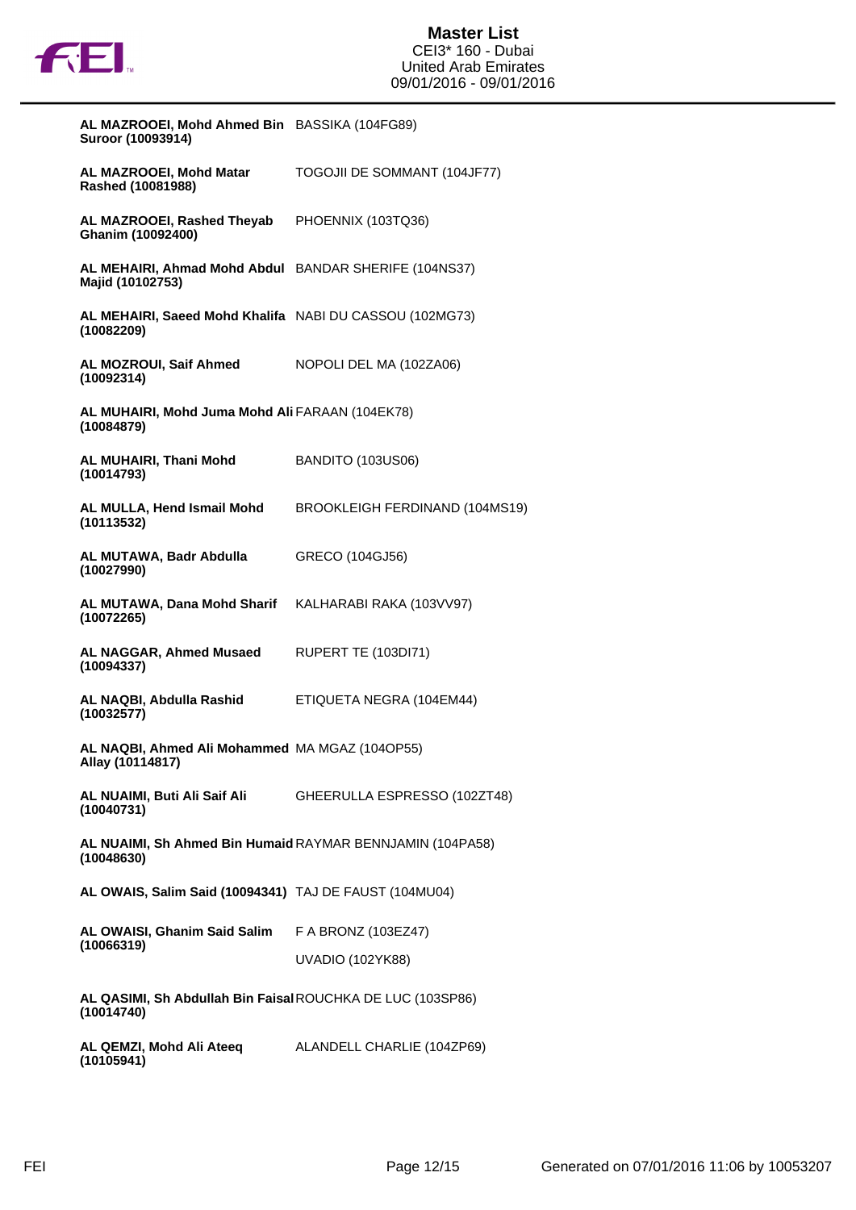| Rider | Horse |
|---|---|
| **AL MAZROOEI, Mohd Ahmed Bin Suroor (10093914)** | BASSIKA (104FG89) |
| **AL MAZROOEI, Mohd Matar Rashed (10081988)** | TOGOJII DE SOMMANT (104JF77) |
| **AL MAZROOEI, Rashed Theyab Ghanim (10092400)** | PHOENNIX (103TQ36) |
| **AL MEHAIRI, Ahmad Mohd Abdul Majid (10102753)** | BANDAR SHERIFE (104NS37) |
| **AL MEHAIRI, Saeed Mohd Khalifa (10082209)** | NABI DU CASSOU (102MG73) |
| **AL MOZROUI, Saif Ahmed (10092314)** | NOPOLI DEL MA (102ZA06) |
| **AL MUHAIRI, Mohd Juma Mohd Ali (10084879)** | FARAAN (104EK78) |
| **AL MUHAIRI, Thani Mohd (10014793)** | BANDITO (103US06) |
| **AL MULLA, Hend Ismail Mohd (10113532)** | BROOKLEIGH FERDINAND (104MS19) |
| **AL MUTAWA, Badr Abdulla (10027990)** | GRECO (104GJ56) |
| **AL MUTAWA, Dana Mohd Sharif (10072265)** | KALHARABI RAKA (103VV97) |
| **AL NAGGAR, Ahmed Musaed (10094337)** | RUPERT TE (103DI71) |
| **AL NAQBI, Abdulla Rashid (10032577)** | ETIQUETA NEGRA (104EM44) |
| **AL NAQBI, Ahmed Ali Mohammed Allay (10144817)** | MA MGAZ (104OP55) |
| **AL NUAIMI, Buti Ali Saif Ali (10040731)** | GHEERULLA ESPRESSO (102ZT48) |
| **AL NUAIMI, Sh Ahmed Bin Humaid (10048630)** | RAYMAR BENNJAMIN (104PA58) |
| **AL OWAIS, Salim Said (10094341)** | TAJ DE FAUST (104MU04) |
| **AL OWAISI, Ghanim Said Salim (10066319)** | F A BRONZ (103EZ47) |
| | UVADIO (102YK88) |
| **AL QASIMI, Sh Abdullah Bin Faisal (10014740)** | ROUCHKA DE LUC (103SP86) |
| **AL QEMZI, Mohd Ali Ateeq (10105941)** | ALANDELL CHARLIE (104ZP69) |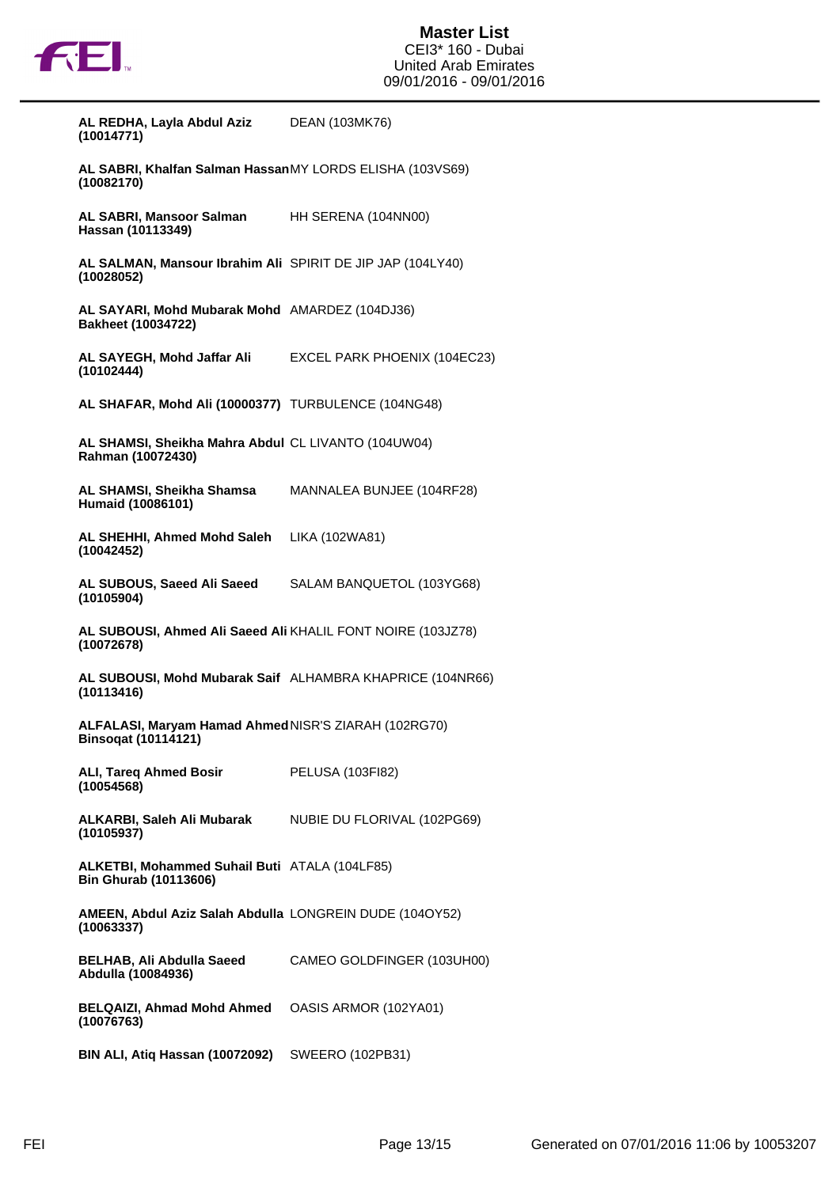| Rider | Horse |
|---|---|
| **AL REDHA, Layla Abdul Aziz (10014771)** | DEAN (103MK76) |
| **AL SABRI, Khalfan Salman Hassan (10082170)** | MY LORDS ELISHA (103VS69) |
| **AL SABRI, Mansoor Salman Hassan (10113349)** | HH SERENA (104NN00) |
| **AL SALMAN, Mansour Ibrahim Ali (10028052)** | SPIRIT DE JIP JAP (104LY40) |
| **AL SAYARI, Mohd Mubarak Mohd Bakheet (10034722)** | AMARDEZ (104DJ36) |
| **AL SAYEGH, Mohd Jaffar Ali (10102444)** | EXCEL PARK PHOENIX (104EC23) |
| **AL SHAFAR, Mohd Ali (10000377)** | TURBULENCE (104NG48) |
| **AL SHAMSI, Sheikha Mahra Abdul Rahman (10072430)** | CL LIVANTO (104UW04) |
| **AL SHAMSI, Sheikha Shamsa Humaid (10086101)** | MANNALEA BUNJEE (104RF28) |
| **AL SHEHHI, Ahmed Mohd Saleh (10042452)** | LIKA (102WA81) |
| **AL SUBOUS, Saeed Ali Saeed (10105904)** | SALAM BANQUETOL (103YG68) |
| **AL SUBOUSI, Ahmed Ali Saeed Ali (10072678)** | KHALIL FONT NOIRE (103JZ78) |
| **AL SUBOUSI, Mohd Mubarak Saif (10113416)** | ALHAMBRA KHAPRICE (104NR66) |
| **ALFALASI, Maryam Hamad Ahmed Binsoqat (10114121)** | NISR'S ZIARAH (102RG70) |
| **ALI, Tareq Ahmed Bosir (10054568)** | PELUSA (103FI82) |
| **ALKARBI, Saleh Ali Mubarak (10105937)** | NUBIE DU FLORIVAL (102PG69) |
| **ALKETBI, Mohammed Suhail Buti Bin Ghurab (10113606)** | ATALA (104LF85) |
| **AMEEN, Abdul Aziz Salah Abdulla (10063337)** | LONGREIN DUDE (104OY52) |
| **BELHAB, Ali Abdulla Saeed Abdulla (10084936)** | CAMEO GOLDFINGER (103UH00) |
| **BELQAIZI, Ahmad Mohd Ahmed (10076763)** | OASIS ARMOR (102YA01) |
| **BIN ALI, Atiq Hassan (10072092)** | SWEERO (102PB31) |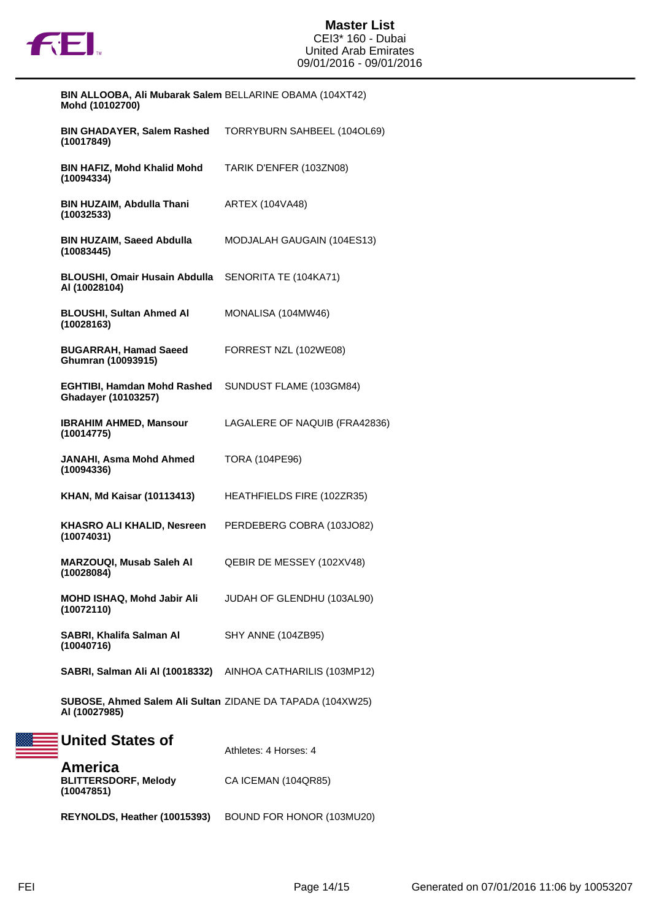| Athlete | Horse |
| --- | --- |
| **BIN ALLOOBA, Ali Mubarak Salem Mohd (10102700)** | BELLARINE OBAMA (104XT42) |
| **BIN GHADAYER, Salem Rashed (10017849)** | TORRYBURN SAHBEEL (104OL69) |
| **BIN HAFIZ, Mohd Khalid Mohd (10094334)** | TARIK D'ENFER (103ZN08) |
| **BIN HUZAIM, Abdulla Thani (10032533)** | ARTEX (104VA48) |
| **BIN HUZAIM, Saeed Abdulla (10083445)** | MODJALAH GAUGAIN (104ES13) |
| **BLOUSHI, Omair Husain Abdulla Al (10028104)** | SENORITA TE (104KA71) |
| **BLOUSHI, Sultan Ahmed Al (10028163)** | MONALISA (104MW46) |
| **BUGARRAH, Hamad Saeed Ghumran (10093915)** | FORREST NZL (102WE08) |
| **EGHTIBI, Hamdan Mohd Rashed Ghadayer (10103257)** | SUNDUST FLAME (103GM84) |
| **IBRAHIM AHMED, Mansour (10014775)** | LAGALERE OF NAQUIB (FRA42836) |
| **JANAHI, Asma Mohd Ahmed (10094336)** | TORA (104PE96) |
| **KHAN, Md Kaisar (10113413)** | HEATHFIELDS FIRE (102ZR35) |
| **KHASRO ALI KHALID, Nesreen (10074031)** | PERDEBERG COBRA (103JO82) |
| **MARZOUQI, Musab Saleh Al (10028084)** | QEBIR DE MESSEY (102XV48) |
| **MOHD ISHAQ, Mohd Jabir Ali (10072110)** | JUDAH OF GLENDHU (103AL90) |
| **SABRI, Khalifa Salman Al (10040716)** | SHY ANNE (104ZB95) |
| **SABRI, Salman Ali Al (10018332)** | AINHOA CATHARILIS (103MP12) |
| **SUBOSE, Ahmed Salem Ali Sultan Al (10027985)** | ZIDANE DA TAPADA (104XW25) |

## United States of America

Athletes: 4 Horses: 4

| Athlete | Horse |
| --- | --- |
| **BLITTERSDORF, Melody (10047851)** | CA ICEMAN (104QR85) |
| **REYNOLDS, Heather (10015393)** | BOUND FOR HONOR (103MU20) |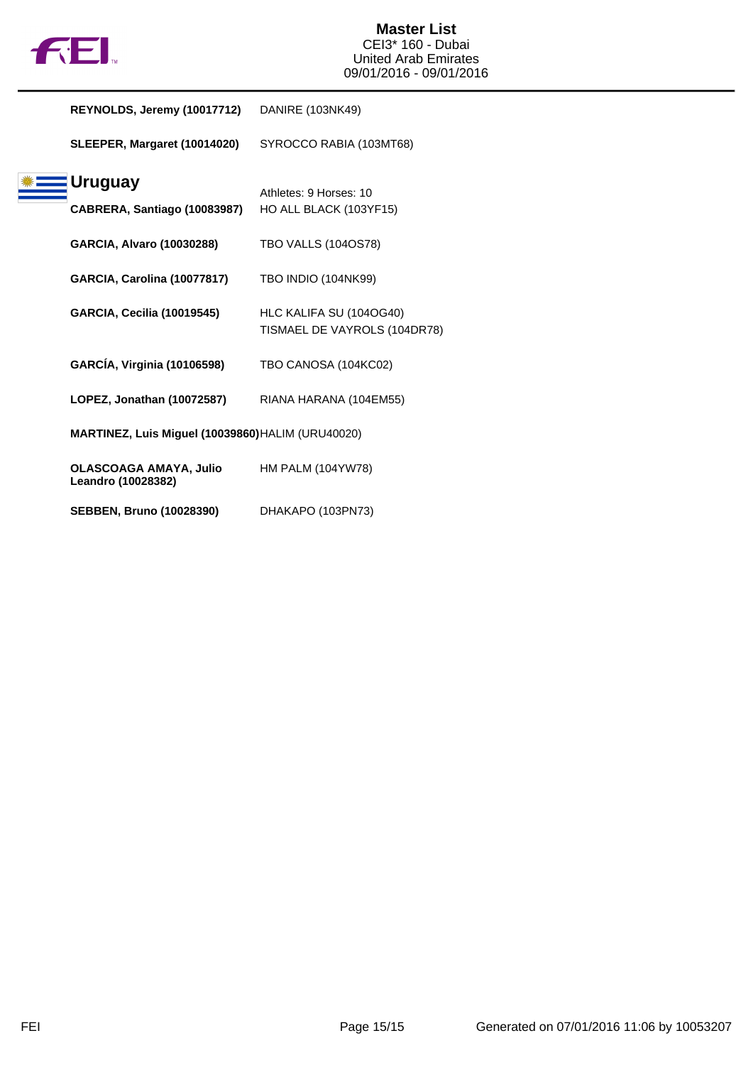| | |
|---|---|
| **REYNOLDS, Jeremy (10017712)** | DANIRE (103NK49) |
| **SLEEPER, Margaret (10014020)** | SYROCCO RABIA (103MT68) |

## Uruguay

Athletes: 9 Horses: 10

| | |
|---|---|
| **CABRERA, Santiago (10083987)** | HO ALL BLACK (103YF15) |
| **GARCIA, Alvaro (10030288)** | TBO VALLS (104OS78) |
| **GARCIA, Carolina (10077817)** | TBO INDIO (104NK99) |
| **GARCIA, Cecilia (10019545)** | HLC KALIFA SU (104OG40)<br>TISMAEL DE VAYROLS (104DR78) |
| **GARCÍA, Virginia (10106598)** | TBO CANOSA (104KC02) |
| **LOPEZ, Jonathan (10072587)** | RIANA HARANA (104EM55) |
| **MARTINEZ, Luis Miguel (10039860)** | HALIM (URU40020) |
| **OLASCOAGA AMAYA, Julio Leandro (10028382)** | HM PALM (104YW78) |
| **SEBBEN, Bruno (10028390)** | DHAKAPO (103PN73) |